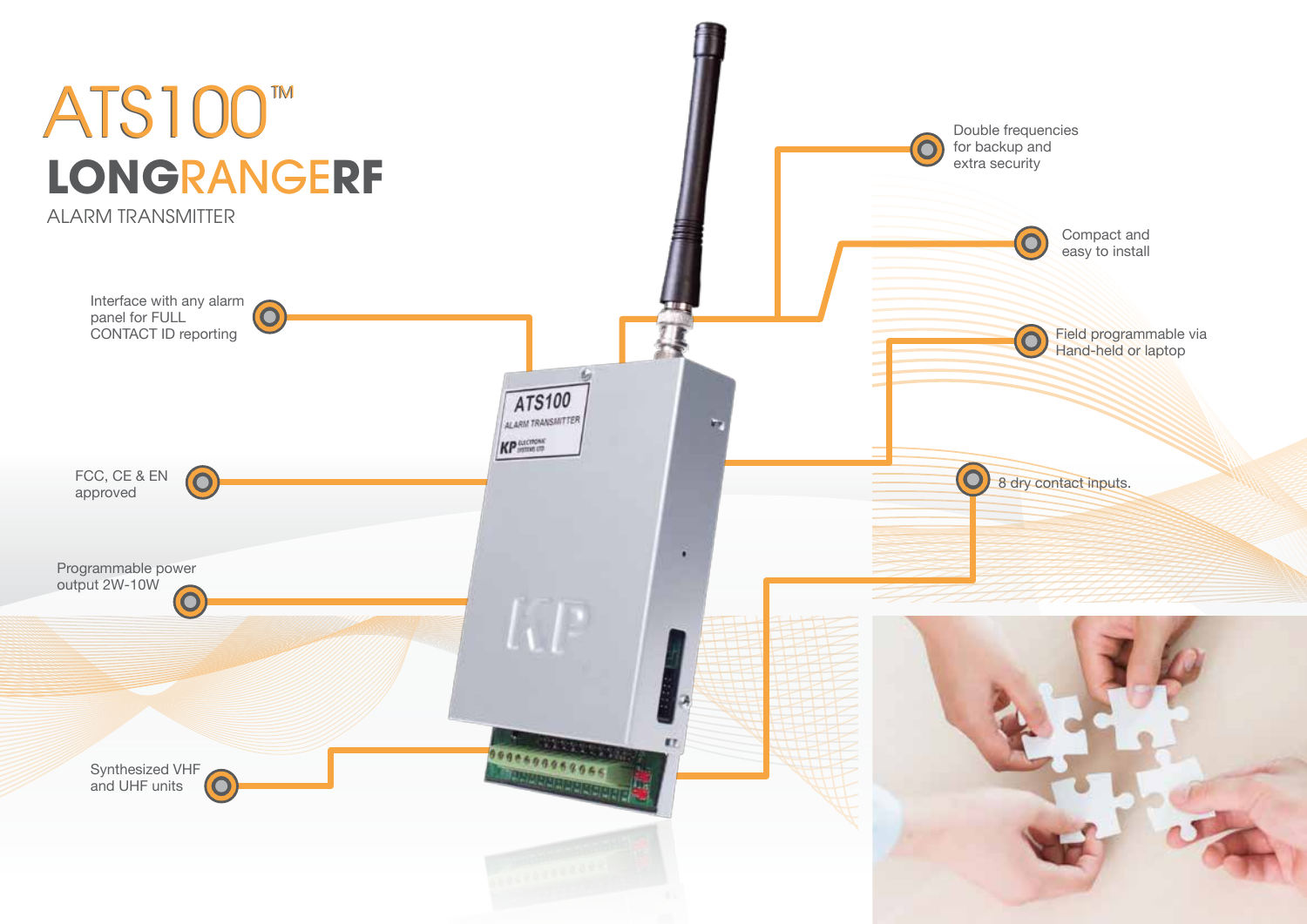# ATS100™

## LONGRANGERF

ALARM TRANSMITTER

- Interface with any alarm panel for FULL CONTACT ID reporting
- FCC, CE & EN approved
- Programmable power output 2W-10W
- Synthesized VHF and UHF units
- Double frequencies for backup and extra security
- Compact and easy to install
- Field programmable via Hand-held or laptop
- 8 dry contact inputs.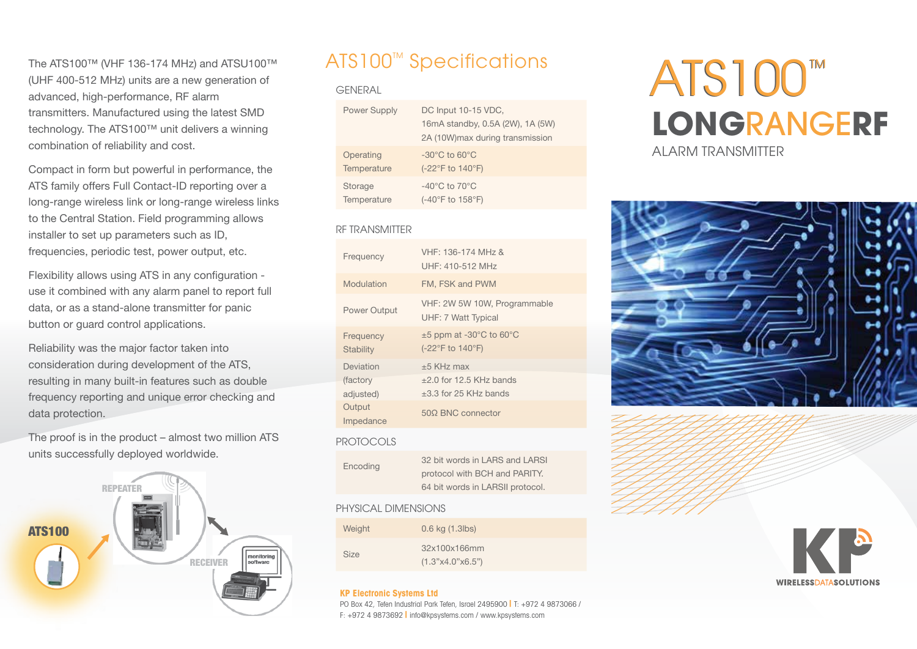The ATS100™ (VHF 136-174 MHz) and ATSU100™ (UHF 400-512 MHz) units are a new generation of advanced, high-performance, RF alarm transmitters. Manufactured using the latest SMD technology. The ATS100™ unit delivers a winning combination of reliability and cost.

Compact in form but powerful in performance, the ATS family offers Full Contact-ID reporting over a long-range wireless link or long-range wireless links to the Central Station. Field programming allows installer to set up parameters such as ID, frequencies, periodic test, power output, etc.

Flexibility allows using ATS in any configuration - use it combined with any alarm panel to report full data, or as a stand-alone transmitter for panic button or guard control applications.

Reliability was the major factor taken into consideration during development of the ATS, resulting in many built-in features such as double frequency reporting and unique error checking and data protection.

The proof is in the product – almost two million ATS units successfully deployed worldwide.

REPEATER

ATS100

RECEIVER

monitoring software

# ATS100™ Specifications

## GENERAL

| | |
|---|---|
| Power Supply | DC Input 10-15 VDC, 16mA standby, 0.5A (2W), 1A (5W) 2A (10W)max during transmission |
| Operating Temperature | -30°C to 60°C (-22°F to 140°F) |
| Storage Temperature | -40°C to 70°C (-40°F to 158°F) |

## RF TRANSMITTER

| | |
|---|---|
| Frequency | VHF: 136-174 MHz & UHF: 410-512 MHz |
| Modulation | FM, FSK and PWM |
| Power Output | VHF: 2W 5W 10W, Programmable UHF: 7 Watt Typical |
| Frequency Stability | ±5 ppm at -30°C to 60°C (-22°F to 140°F) |
| Deviation (factory adjusted) | ±5 KHz max ±2.0 for 12.5 KHz bands ±3.3 for 25 KHz bands |
| Output Impedance | 50Ω BNC connector |

## PROTOCOLS

| | |
|---|---|
| Encoding | 32 bit words in LARS and LARSI protocol with BCH and PARITY. 64 bit words in LARSII protocol. |

## PHYSICAL DIMENSIONS

| | |
|---|---|
| Weight | 0.6 kg (1.3lbs) |
| Size | 32x100x166mm (1.3"x4.0"x6.5") |

**KP Electronic Systems Ltd**
PO Box 42, Tefen Industrial Park Tefen, Israel 2495900 | T: +972 4 9873066 / F: +972 4 9873692 | info@kpsystems.com / www.kpsystems.com

# ATS100™

## LONGRANGERF

ALARM TRANSMITTER

KP

WIRELESSDATASOLUTIONS